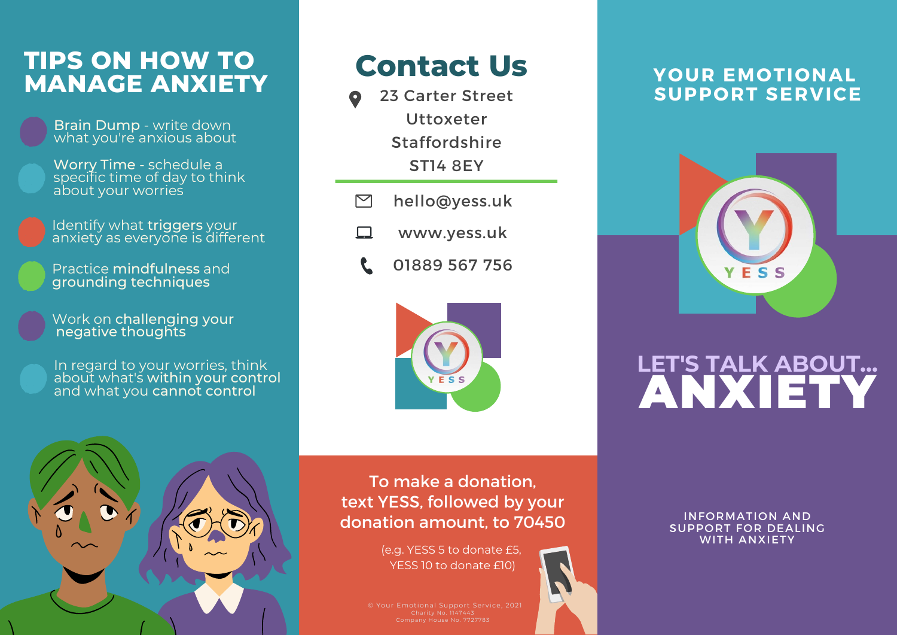# TIPS ON HOW TO MANAGE ANXIETY

- **Brain Dump** - write down what you're anxious about
- **Worry Time** - schedule a specific time of day to think about your worries
- Identify what **triggers** your anxiety as everyone is different
- Practice **mindfulness** and **grounding techniques**
- Work on **challenging your negative thoughts**
- In regard to your worries, think about what's **within your control** and what you **cannot control**

# Contact Us

23 Carter Street
Uttoxeter
Staffordshire
ST14 8EY

hello@yess.uk

www.yess.uk

01889 567 756

YESS

To make a donation, text YESS, followed by your donation amount, to 70450

(e.g. YESS 5 to donate £5, YESS 10 to donate £10)

© Your Emotional Support Service, 2021
Charity No. 1147443
Company House No. 7727783

## YOUR EMOTIONAL SUPPORT SERVICE

YESS

# LET'S TALK ABOUT... ANXIETY

INFORMATION AND SUPPORT FOR DEALING WITH ANXIETY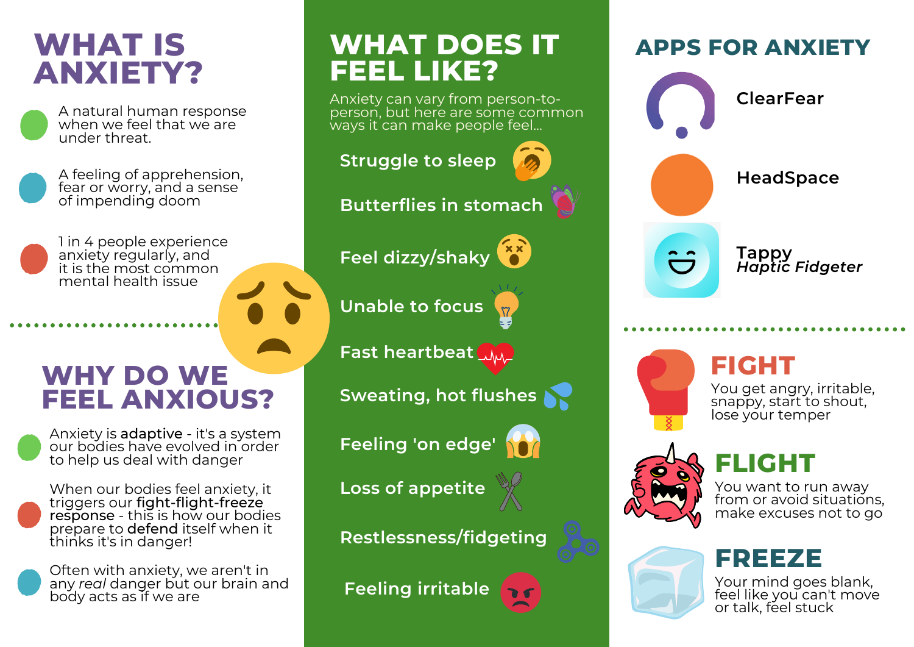# WHAT IS ANXIETY?

- A natural human response when we feel that we are under threat.
- A feeling of apprehension, fear or worry, and a sense of impending doom
- 1 in 4 people experience anxiety regularly, and it is the most common mental health issue

# WHY DO WE FEEL ANXIOUS?

- Anxiety is **adaptive** - it's a system our bodies have evolved in order to help us deal with danger
- When our bodies feel anxiety, it triggers our **fight-flight-freeze response** - this is how our bodies prepare to **defend** itself when it thinks it's in danger!
- Often with anxiety, we aren't in any *real* danger but our brain and body acts as if we are

# WHAT DOES IT FEEL LIKE?

Anxiety can vary from person-to-person, but here are some common ways it can make people feel...

- **Struggle to sleep**
- **Butterflies in stomach**
- **Feel dizzy/shaky**
- **Unable to focus**
- **Fast heartbeat**
- **Sweating, hot flushes**
- **Feeling 'on edge'**
- **Loss of appetite**
- **Restlessness/fidgeting**
- **Feeling irritable**

# APPS FOR ANXIETY

- **ClearFear**
- **HeadSpace**
- **Tappy** *Haptic Fidgeter*

## FIGHT

You get angry, irritable, snappy, start to shout, lose your temper

## FLIGHT

You want to run away from or avoid situations, make excuses not to go

## FREEZE

Your mind goes blank, feel like you can't move or talk, feel stuck